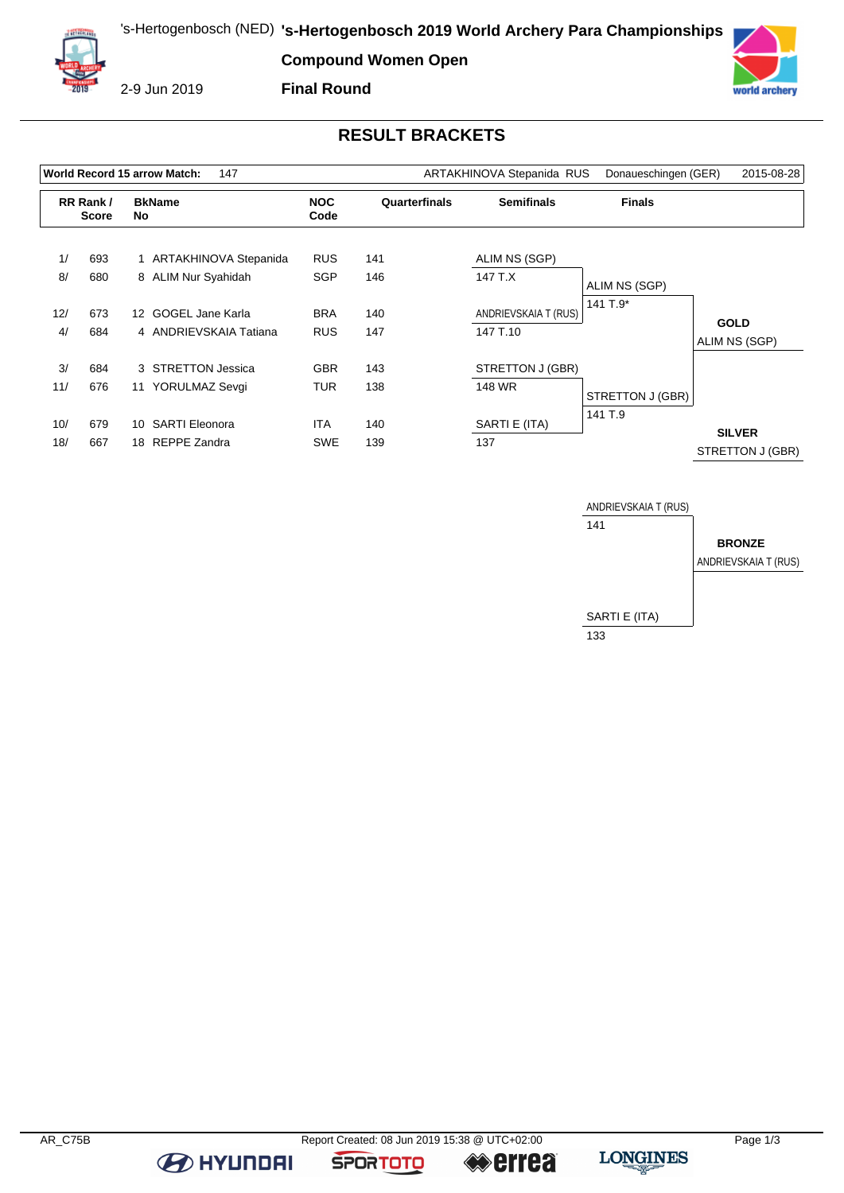# 's-Hertogenbosch 2019 World Archery Para Championships

's-Hertogenbosch (NED)

2-9 Jun 2019

## Compound Women Open

## Final Round

## RESULT BRACKETS

| World Record 15 arrow Match: | 147 | ARTAKHINOVA Stepanida RUS | Donaueschingen (GER) | 2015-08-28 |
|---|---|---|---|---|

| RR Rank / | Score | BkNo | Name | NOC Code | Quarterfinals | Semifinals | Finals |
|---|---|---|---|---|---|---|---|
| 1/ | 693 | 1 | ARTAKHINOVA Stepanida | RUS | 141 | | |
| 8/ | 680 | 8 | ALIM Nur Syahidah | SGP | 146 | ALIM NS (SGP) 147 T.X | |
| 12/ | 673 | 12 | GOGEL Jane Karla | BRA | 140 | | ALIM NS (SGP) 141 T.9* |
| 4/ | 684 | 4 | ANDRIEVSKAIA Tatiana | RUS | 147 | ANDRIEVSKAIA T (RUS) 147 T.10 | |
| 3/ | 684 | 3 | STRETTON Jessica | GBR | 143 | STRETTON J (GBR) 148 WR | |
| 11/ | 676 | 11 | YORULMAZ Sevgi | TUR | 138 | | STRETTON J (GBR) 141 T.9 |
| 10/ | 679 | 10 | SARTI Eleonora | ITA | 140 | SARTI E (ITA) 137 | |
| 18/ | 667 | 18 | REPPE Zandra | SWE | 139 | | |

**GOLD**
ALIM NS (SGP)

**SILVER**
STRETTON J (GBR)

Bronze match:

| Athlete | Score |
|---|---|
| ANDRIEVSKAIA T (RUS) | 141 |
| SARTI E (ITA) | 133 |

**BRONZE**
ANDRIEVSKAIA T (RUS)

AR_C75B Report Created: 08 Jun 2019 15:38 @ UTC+02:00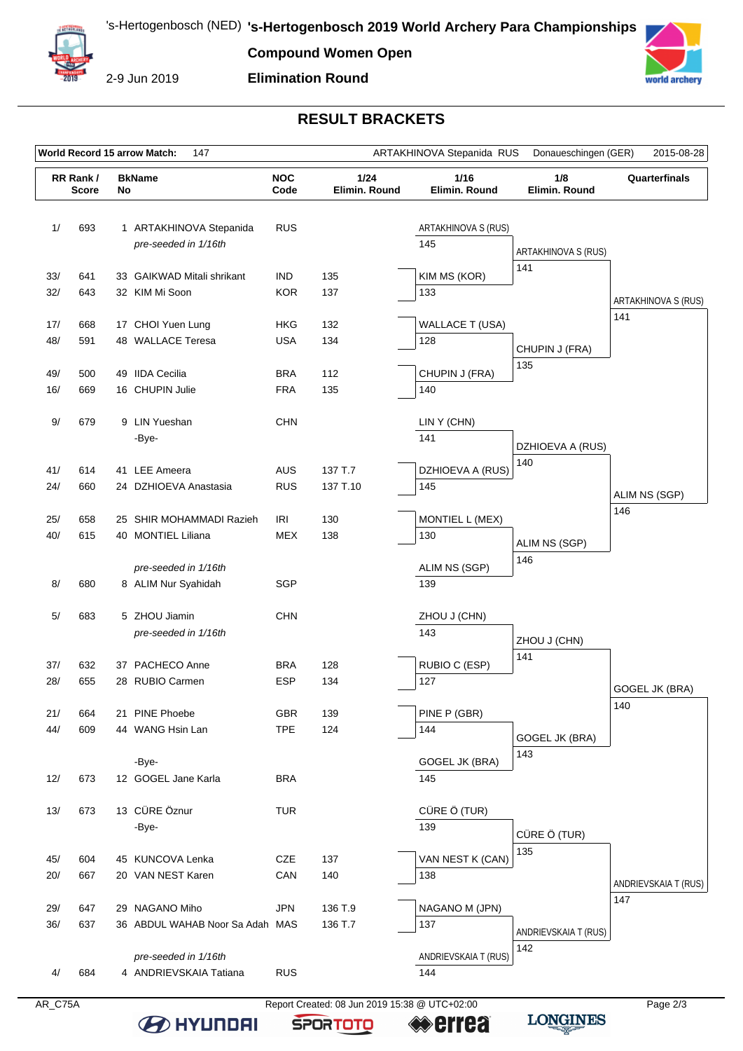# 's-Hertogenbosch 2019 World Archery Para Championships

**Compound Women Open**

**Elimination Round**

's-Hertogenbosch (NED)

2-9 Jun 2019

## RESULT BRACKETS

**World Record 15 arrow Match:** 147 — ARTAKHINOVA Stepanida RUS — Donaueschingen (GER) — 2015-08-28

| RR Rank / Score | | BkName No | | NOC Code | 1/24 Elimin. Round | 1/16 Elimin. Round | 1/8 Elimin. Round | Quarterfinals |
|---|---|---|---|---|---|---|---|---|
| 1/ | 693 | 1 | ARTAKHINOVA Stepanida | RUS | | ARTAKHINOVA S (RUS) | | |
| | | | *pre-seeded in 1/16th* | | | 145 | ARTAKHINOVA S (RUS) | |
| 33/ | 641 | 33 | GAIKWAD Mitali shrikant | IND | 135 | KIM MS (KOR) | 141 | |
| 32/ | 643 | 32 | KIM Mi Soon | KOR | 137 | 133 | | ARTAKHINOVA S (RUS) |
| 17/ | 668 | 17 | CHOI Yuen Lung | HKG | 132 | WALLACE T (USA) | | 141 |
| 48/ | 591 | 48 | WALLACE Teresa | USA | 134 | 128 | CHUPIN J (FRA) | |
| 49/ | 500 | 49 | IIDA Cecilia | BRA | 112 | CHUPIN J (FRA) | 135 | |
| 16/ | 669 | 16 | CHUPIN Julie | FRA | 135 | 140 | | |
| 9/ | 679 | 9 | LIN Yueshan | CHN | | LIN Y (CHN) | | |
| | | | -Bye- | | | 141 | DZHIOEVA A (RUS) | |
| 41/ | 614 | 41 | LEE Ameera | AUS | 137 T.7 | DZHIOEVA A (RUS) | 140 | |
| 24/ | 660 | 24 | DZHIOEVA Anastasia | RUS | 137 T.10 | 145 | | ALIM NS (SGP) |
| 25/ | 658 | 25 | SHIR MOHAMMADI Razieh | IRI | 130 | MONTIEL L (MEX) | | 146 |
| 40/ | 615 | 40 | MONTIEL Liliana | MEX | 138 | 130 | ALIM NS (SGP) | |
| | | | *pre-seeded in 1/16th* | | | ALIM NS (SGP) | 146 | |
| 8/ | 680 | 8 | ALIM Nur Syahidah | SGP | | 139 | | |
| 5/ | 683 | 5 | ZHOU Jiamin | CHN | | ZHOU J (CHN) | | |
| | | | *pre-seeded in 1/16th* | | | 143 | ZHOU J (CHN) | |
| 37/ | 632 | 37 | PACHECO Anne | BRA | 128 | RUBIO C (ESP) | 141 | |
| 28/ | 655 | 28 | RUBIO Carmen | ESP | 134 | 127 | | GOGEL JK (BRA) |
| 21/ | 664 | 21 | PINE Phoebe | GBR | 139 | PINE P (GBR) | | 140 |
| 44/ | 609 | 44 | WANG Hsin Lan | TPE | 124 | 144 | GOGEL JK (BRA) | |
| | | | -Bye- | | | GOGEL JK (BRA) | 143 | |
| 12/ | 673 | 12 | GOGEL Jane Karla | BRA | | 145 | | |
| 13/ | 673 | 13 | CÜRE Öznur | TUR | | CÜRE Ö (TUR) | | |
| | | | -Bye- | | | 139 | CÜRE Ö (TUR) | |
| 45/ | 604 | 45 | KUNCOVA Lenka | CZE | 137 | VAN NEST K (CAN) | 135 | |
| 20/ | 667 | 20 | VAN NEST Karen | CAN | 140 | 138 | | ANDRIEVSKAIA T (RUS) |
| 29/ | 647 | 29 | NAGANO Miho | JPN | 136 T.9 | NAGANO M (JPN) | | 147 |
| 36/ | 637 | 36 | ABDUL WAHAB Noor Sa Adah | MAS | 136 T.7 | 137 | ANDRIEVSKAIA T (RUS) | |
| | | | *pre-seeded in 1/16th* | | | ANDRIEVSKAIA T (RUS) | 142 | |
| 4/ | 684 | 4 | ANDRIEVSKAIA Tatiana | RUS | | 144 | | |

AR_C75A — Report Created: 08 Jun 2019 15:38 @ UTC+02:00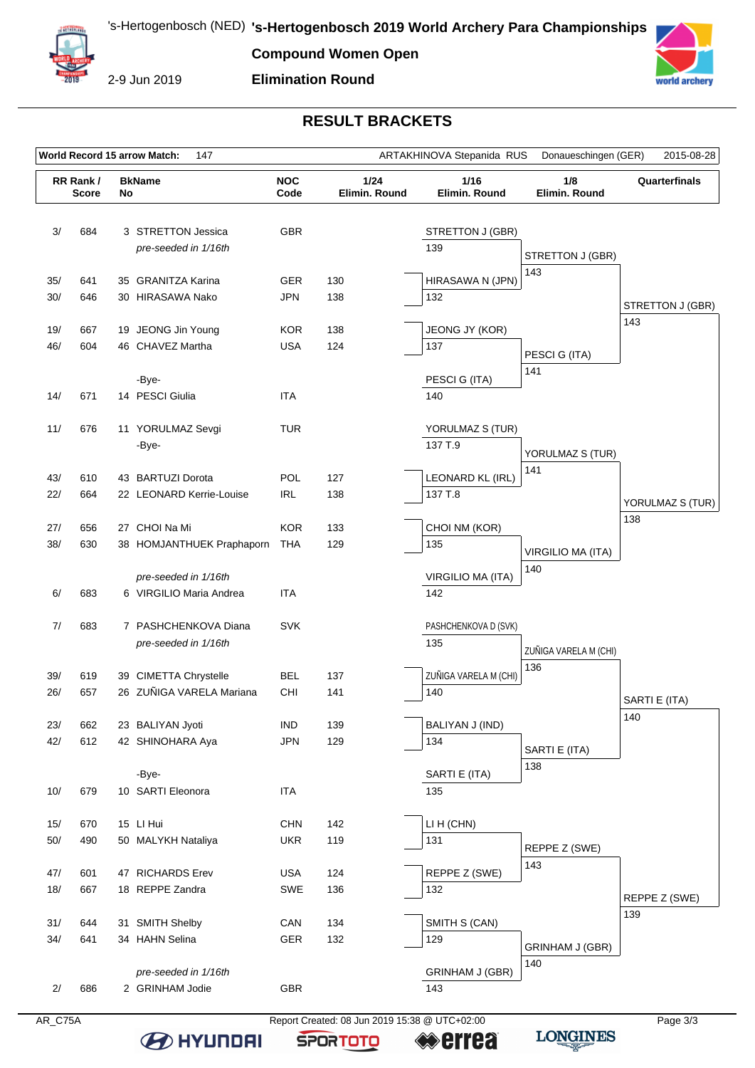# 's-Hertogenbosch 2019 World Archery Para Championships

's-Hertogenbosch (NED)

2-9 Jun 2019

**Compound Women Open**

**Elimination Round**

## RESULT BRACKETS

| World Record 15 arrow Match: | 147 | ARTAKHINOVA Stepanida RUS | Donaueschingen (GER) | 2015-08-28 |
|---|---|---|---|---|

| RR Rank / Score | | BkName No | | NOC Code | 1/24 Elimin. Round | 1/16 Elimin. Round | 1/8 Elimin. Round | Quarterfinals |
|---|---|---|---|---|---|---|---|---|
| 3/ | 684 | 3 | STRETTON Jessica | GBR | *pre-seeded in 1/16th* | STRETTON J (GBR) 139 | STRETTON J (GBR) 143 | STRETTON J (GBR) 143 |
| 35/ | 641 | 35 | GRANITZA Karina | GER | 130 | HIRASAWA N (JPN) 132 | | |
| 30/ | 646 | 30 | HIRASAWA Nako | JPN | 138 | | | |
| 19/ | 667 | 19 | JEONG Jin Young | KOR | 138 | JEONG JY (KOR) 137 | PESCI G (ITA) 141 | |
| 46/ | 604 | 46 | CHAVEZ Martha | USA | 124 | | | |
| | | | -Bye- | | | | | |
| 14/ | 671 | 14 | PESCI Giulia | ITA | | PESCI G (ITA) 140 | | |
| 11/ | 676 | 11 | YORULMAZ Sevgi | TUR | | YORULMAZ S (TUR) 137 T.9 | YORULMAZ S (TUR) 141 | YORULMAZ S (TUR) 138 |
| | | | -Bye- | | | | | |
| 43/ | 610 | 43 | BARTUZI Dorota | POL | 127 | LEONARD KL (IRL) 137 T.8 | | |
| 22/ | 664 | 22 | LEONARD Kerrie-Louise | IRL | 138 | | | |
| 27/ | 656 | 27 | CHOI Na Mi | KOR | 133 | CHOI NM (KOR) 135 | VIRGILIO MA (ITA) 140 | |
| 38/ | 630 | 38 | HOMJANTHUEK Praphaporn | THA | 129 | | | |
| 6/ | 683 | 6 | VIRGILIO Maria Andrea | ITA | *pre-seeded in 1/16th* | VIRGILIO MA (ITA) 142 | | |
| 7/ | 683 | 7 | PASHCHENKOVA Diana | SVK | *pre-seeded in 1/16th* | PASHCHENKOVA D (SVK) 135 | ZUÑIGA VARELA M (CHI) 136 | SARTI E (ITA) 140 |
| 39/ | 619 | 39 | CIMETTA Chrystelle | BEL | 137 | ZUÑIGA VARELA M (CHI) 140 | | |
| 26/ | 657 | 26 | ZUÑIGA VARELA Mariana | CHI | 141 | | | |
| 23/ | 662 | 23 | BALIYAN Jyoti | IND | 139 | BALIYAN J (IND) 134 | SARTI E (ITA) 138 | |
| 42/ | 612 | 42 | SHINOHARA Aya | JPN | 129 | | | |
| | | | -Bye- | | | | | |
| 10/ | 679 | 10 | SARTI Eleonora | ITA | | SARTI E (ITA) 135 | | |
| 15/ | 670 | 15 | LI Hui | CHN | 142 | LI H (CHN) 131 | REPPE Z (SWE) 143 | REPPE Z (SWE) 139 |
| 50/ | 490 | 50 | MALYKH Nataliya | UKR | 119 | | | |
| 47/ | 601 | 47 | RICHARDS Erev | USA | 124 | REPPE Z (SWE) 132 | | |
| 18/ | 667 | 18 | REPPE Zandra | SWE | 136 | | | |
| 31/ | 644 | 31 | SMITH Shelby | CAN | 134 | SMITH S (CAN) 129 | GRINHAM J (GBR) 140 | |
| 34/ | 641 | 34 | HAHN Selina | GER | 132 | | | |
| 2/ | 686 | 2 | GRINHAM Jodie | GBR | *pre-seeded in 1/16th* | GRINHAM J (GBR) 143 | | |

AR_C75A — Report Created: 08 Jun 2019 15:38 @ UTC+02:00